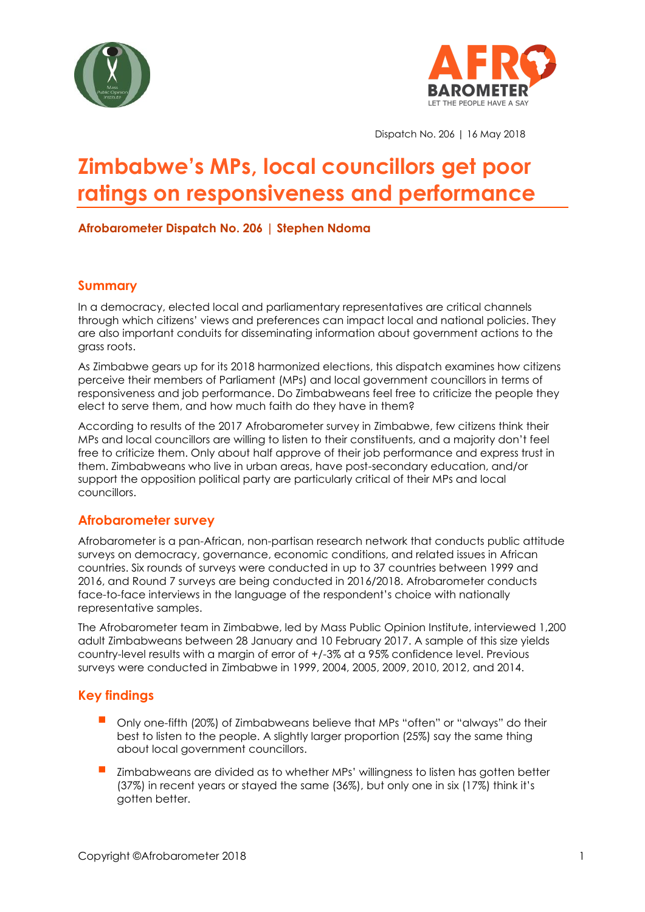Dispatch No. 206 | 16 May 2018

# Zimbabwe's MPs, local councillors get poor ratings on responsiveness and performance

**Afrobarometer Dispatch No. 206 | Stephen Ndoma**

## Summary

In a democracy, elected local and parliamentary representatives are critical channels through which citizens' views and preferences can impact local and national policies. They are also important conduits for disseminating information about government actions to the grass roots.

As Zimbabwe gears up for its 2018 harmonized elections, this dispatch examines how citizens perceive their members of Parliament (MPs) and local government councillors in terms of responsiveness and job performance. Do Zimbabweans feel free to criticize the people they elect to serve them, and how much faith do they have in them?

According to results of the 2017 Afrobarometer survey in Zimbabwe, few citizens think their MPs and local councillors are willing to listen to their constituents, and a majority don't feel free to criticize them. Only about half approve of their job performance and express trust in them. Zimbabweans who live in urban areas, have post-secondary education, and/or support the opposition political party are particularly critical of their MPs and local councillors.

## Afrobarometer survey

Afrobarometer is a pan-African, non-partisan research network that conducts public attitude surveys on democracy, governance, economic conditions, and related issues in African countries. Six rounds of surveys were conducted in up to 37 countries between 1999 and 2016, and Round 7 surveys are being conducted in 2016/2018. Afrobarometer conducts face-to-face interviews in the language of the respondent's choice with nationally representative samples.

The Afrobarometer team in Zimbabwe, led by Mass Public Opinion Institute, interviewed 1,200 adult Zimbabweans between 28 January and 10 February 2017. A sample of this size yields country-level results with a margin of error of +/-3% at a 95% confidence level. Previous surveys were conducted in Zimbabwe in 1999, 2004, 2005, 2009, 2010, 2012, and 2014.

## Key findings

- Only one-fifth (20%) of Zimbabweans believe that MPs "often" or "always" do their best to listen to the people. A slightly larger proportion (25%) say the same thing about local government councillors.
- Zimbabweans are divided as to whether MPs' willingness to listen has gotten better (37%) in recent years or stayed the same (36%), but only one in six (17%) think it's gotten better.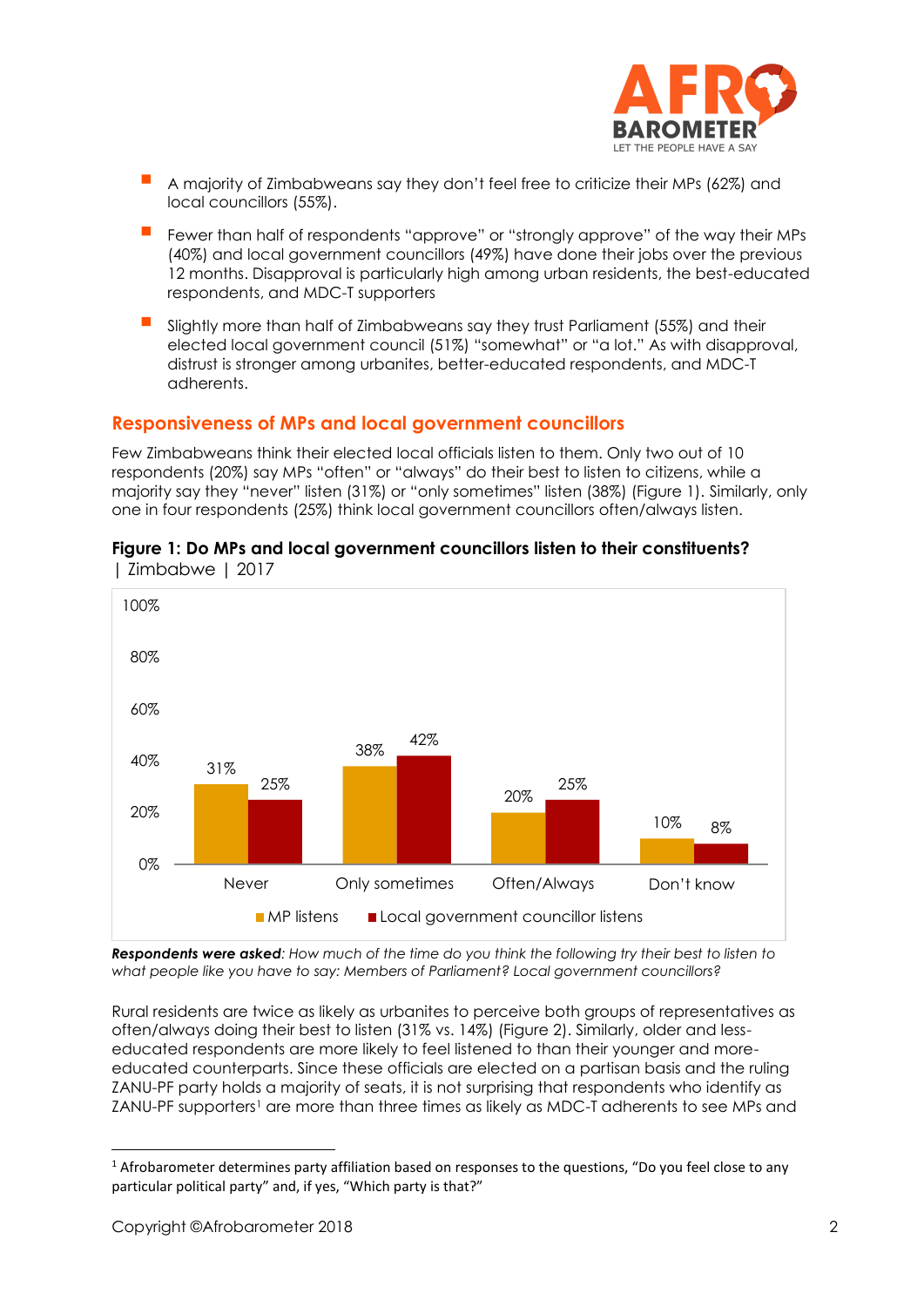- A majority of Zimbabweans say they don't feel free to criticize their MPs (62%) and local councillors (55%).
- Fewer than half of respondents "approve" or "strongly approve" of the way their MPs (40%) and local government councillors (49%) have done their jobs over the previous 12 months. Disapproval is particularly high among urban residents, the best-educated respondents, and MDC-T supporters
- Slightly more than half of Zimbabweans say they trust Parliament (55%) and their elected local government council (51%) "somewhat" or "a lot." As with disapproval, distrust is stronger among urbanites, better-educated respondents, and MDC-T adherents.

## Responsiveness of MPs and local government councillors

Few Zimbabweans think their elected local officials listen to them. Only two out of 10 respondents (20%) say MPs "often" or "always" do their best to listen to citizens, while a majority say they "never" listen (31%) or "only sometimes" listen (38%) (Figure 1). Similarly, only one in four respondents (25%) think local government councillors often/always listen.

**Figure 1: Do MPs and local government councillors listen to their constituents?** | Zimbabwe | 2017

| | MP listens | Local government councillor listens |
|---|---|---|
| Never | 31% | 25% |
| Only sometimes | 38% | 42% |
| Often/Always | 20% | 25% |
| Don't know | 10% | 8% |

***Respondents were asked**: How much of the time do you think the following try their best to listen to what people like you have to say: Members of Parliament? Local government councillors?*

Rural residents are twice as likely as urbanites to perceive both groups of representatives as often/always doing their best to listen (31% vs. 14%) (Figure 2). Similarly, older and less-educated respondents are more likely to feel listened to than their younger and more-educated counterparts. Since these officials are elected on a partisan basis and the ruling ZANU-PF party holds a majority of seats, it is not surprising that respondents who identify as ZANU-PF supporters[1] are more than three times as likely as MDC-T adherents to see MPs and

[1] Afrobarometer determines party affiliation based on responses to the questions, "Do you feel close to any particular political party" and, if yes, "Which party is that?"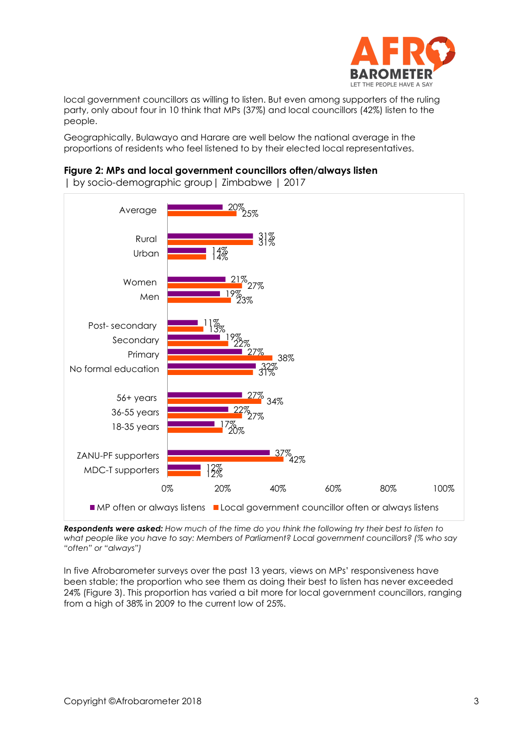local government councillors as willing to listen. But even among supporters of the ruling party, only about four in 10 think that MPs (37%) and local councillors (42%) listen to the people.

Geographically, Bulawayo and Harare are well below the national average in the proportions of residents who feel listened to by their elected local representatives.

**Figure 2: MPs and local government councillors often/always listen**
| by socio-demographic group | Zimbabwe | 2017

| | MP often or always listens | Local government councillor often or always listens |
|---|---|---|
| Average | 20% | 25% |
| Rural | 31% | 31% |
| Urban | 14% | 14% |
| Women | 21% | 27% |
| Men | 19% | 23% |
| Post- secondary | 11% | 13% |
| Secondary | 19% | 22% |
| Primary | 27% | 38% |
| No formal education | 32% | 31% |
| 56+ years | 27% | 34% |
| 36-55 years | 22% | 27% |
| 18-35 years | 17% | 20% |
| ZANU-PF supporters | 37% | 42% |
| MDC-T supporters | 12% | 12% |

***Respondents were asked:*** *How much of the time do you think the following try their best to listen to what people like you have to say: Members of Parliament? Local government councillors? (% who say "often" or "always")*

In five Afrobarometer surveys over the past 13 years, views on MPs' responsiveness have been stable; the proportion who see them as doing their best to listen has never exceeded 24% (Figure 3). This proportion has varied a bit more for local government councillors, ranging from a high of 38% in 2009 to the current low of 25%.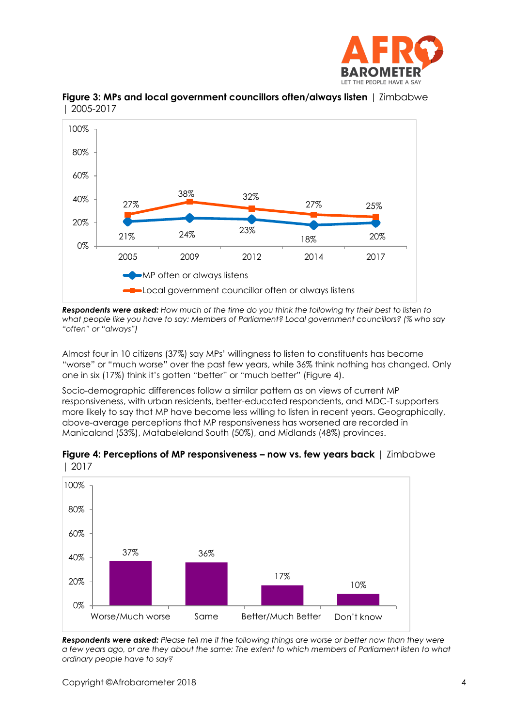**Figure 3: MPs and local government councillors often/always listen** | Zimbabwe | 2005-2017

| | 2005 | 2009 | 2012 | 2014 | 2017 |
|---|---|---|---|---|---|
| MP often or always listens | 21% | 24% | 23% | 18% | 20% |
| Local government councillor often or always listens | 27% | 38% | 32% | 27% | 25% |

***Respondents were asked:*** *How much of the time do you think the following try their best to listen to what people like you have to say: Members of Parliament? Local government councillors? (% who say "often" or "always")*

Almost four in 10 citizens (37%) say MPs' willingness to listen to constituents has become "worse" or "much worse" over the past few years, while 36% think nothing has changed. Only one in six (17%) think it's gotten "better" or "much better" (Figure 4).

Socio-demographic differences follow a similar pattern as on views of current MP responsiveness, with urban residents, better-educated respondents, and MDC-T supporters more likely to say that MP have become less willing to listen in recent years. Geographically, above-average perceptions that MP responsiveness has worsened are recorded in Manicaland (53%), Matabeleland South (50%), and Midlands (48%) provinces.

**Figure 4: Perceptions of MP responsiveness – now vs. few years back** | Zimbabwe | 2017

| Worse/Much worse | Same | Better/Much Better | Don't know |
|---|---|---|---|
| 37% | 36% | 17% | 10% |

***Respondents were asked:*** *Please tell me if the following things are worse or better now than they were a few years ago, or are they about the same: The extent to which members of Parliament listen to what ordinary people have to say?*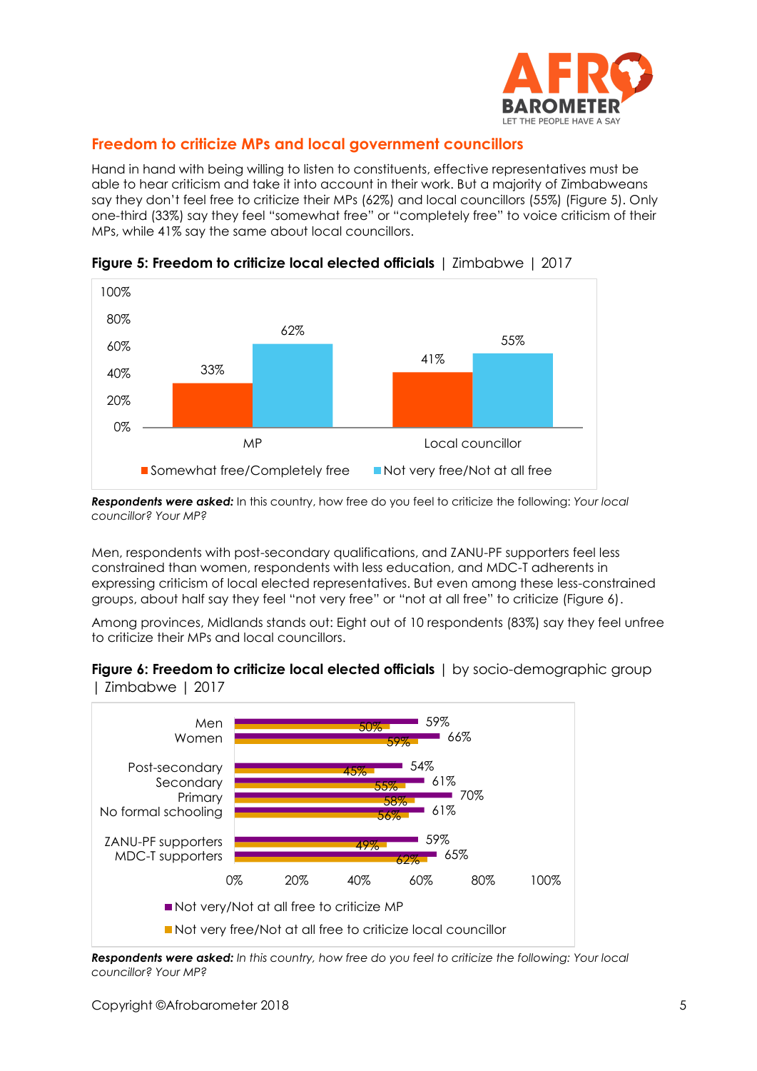## Freedom to criticize MPs and local government councillors

Hand in hand with being willing to listen to constituents, effective representatives must be able to hear criticism and take it into account in their work. But a majority of Zimbabweans say they don't feel free to criticize their MPs (62%) and local councillors (55%) (Figure 5). Only one-third (33%) say they feel "somewhat free" or "completely free" to voice criticism of their MPs, while 41% say the same about local councillors.

**Figure 5: Freedom to criticize local elected officials** | Zimbabwe | 2017

| | Somewhat free/Completely free | Not very free/Not at all free |
|---|---|---|
| MP | 33% | 62% |
| Local councillor | 41% | 55% |

***Respondents were asked:*** In this country, how free do you feel to criticize the following: *Your local councillor? Your MP?*

Men, respondents with post-secondary qualifications, and ZANU-PF supporters feel less constrained than women, respondents with less education, and MDC-T adherents in expressing criticism of local elected representatives. But even among these less-constrained groups, about half say they feel "not very free" or "not at all free" to criticize (Figure 6).

Among provinces, Midlands stands out: Eight out of 10 respondents (83%) say they feel unfree to criticize their MPs and local councillors.

**Figure 6: Freedom to criticize local elected officials** | by socio-demographic group | Zimbabwe | 2017

| | Not very/Not at all free to criticize MP | Not very free/Not at all free to criticize local councillor |
|---|---|---|
| Men | 59% | 50% |
| Women | 66% | 59% |
| Post-secondary | 54% | 45% |
| Secondary | 61% | 55% |
| Primary | 70% | 58% |
| No formal schooling | 61% | 56% |
| ZANU-PF supporters | 59% | 49% |
| MDC-T supporters | 65% | 62% |

***Respondents were asked:*** *In this country, how free do you feel to criticize the following: Your local councillor? Your MP?*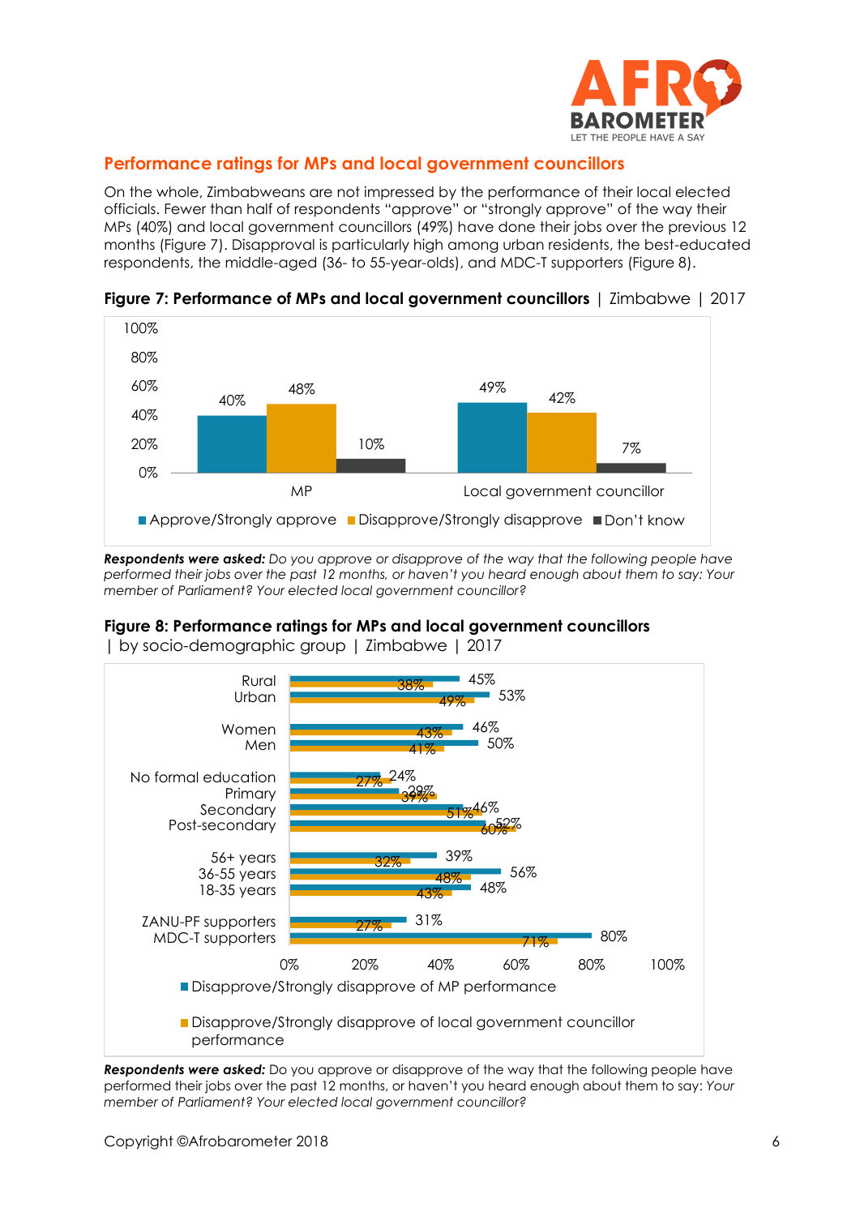## Performance ratings for MPs and local government councillors

On the whole, Zimbabweans are not impressed by the performance of their local elected officials. Fewer than half of respondents "approve" or "strongly approve" of the way that their MPs (40%) and local government councillors (49%) have done their jobs over the previous 12 months (Figure 7). Disapproval is particularly high among urban residents, the best-educated respondents, the middle-aged (36- to 55-year-olds), and MDC-T supporters (Figure 8).

**Figure 7: Performance of MPs and local government councillors** | Zimbabwe | 2017

| | Approve/Strongly approve | Disapprove/Strongly disapprove | Don't know |
|---|---|---|---|
| MP | 40% | 48% | 10% |
| Local government councillor | 49% | 42% | 7% |

***Respondents were asked:*** *Do you approve or disapprove of the way that the following people have performed their jobs over the past 12 months, or haven't you heard enough about them to say: Your member of Parliament? Your elected local government councillor?*

**Figure 8: Performance ratings for MPs and local government councillors** | by socio-demographic group | Zimbabwe | 2017

| | Disapprove/Strongly disapprove of MP performance | Disapprove/Strongly disapprove of local government councillor performance |
|---|---|---|
| Rural | 45% | 38% |
| Urban | 53% | 49% |
| Women | 46% | 43% |
| Men | 50% | 41% |
| No formal education | 24% | 27% |
| Primary | 29% | 39% |
| Secondary | 46% | 51% |
| Post-secondary | 52% | 60% |
| 56+ years | 39% | 32% |
| 36-55 years | 56% | 48% |
| 18-35 years | 48% | 43% |
| ZANU-PF supporters | 31% | 27% |
| MDC-T supporters | 80% | 71% |

***Respondents were asked:*** Do you approve or disapprove of the way that the following people have performed their jobs over the past 12 months, or haven't you heard enough about them to say: *Your member of Parliament? Your elected local government councillor?*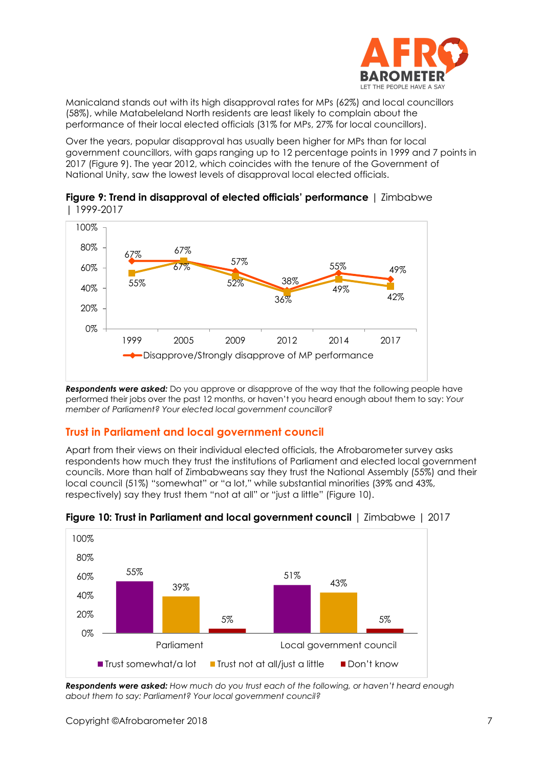Manicaland stands out with its high disapproval rates for MPs (62%) and local councillors (58%), while Matabeleland North residents are least likely to complain about the performance of their local elected officials (31% for MPs, 27% for local councillors).

Over the years, popular disapproval has usually been higher for MPs than for local government councillors, with gaps ranging up to 12 percentage points in 1999 and 7 points in 2017 (Figure 9). The year 2012, which coincides with the tenure of the Government of National Unity, saw the lowest levels of disapproval local elected officials.

**Figure 9: Trend in disapproval of elected officials' performance** | Zimbabwe | 1999-2017

| | 1999 | 2005 | 2009 | 2012 | 2014 | 2017 |
|---|---|---|---|---|---|---|
| Disapprove/Strongly disapprove of MP performance | 67% | 67% | 57% | 38% | 55% | 49% |
| Disapprove/Strongly disapprove of local government councillor performance | 55% | 67% | 52% | 36% | 49% | 42% |

***Respondents were asked:*** Do you approve or disapprove of the way that the following people have performed their jobs over the past 12 months, or haven't you heard enough about them to say: *Your member of Parliament? Your elected local government councillor?*

## Trust in Parliament and local government council

Apart from their views on their individual elected officials, the Afrobarometer survey asks respondents how much they trust the institutions of Parliament and elected local government councils. More than half of Zimbabweans say they trust the National Assembly (55%) and their local council (51%) "somewhat" or "a lot," while substantial minorities (39% and 43%, respectively) say they trust them "not at all" or "just a little" (Figure 10).

**Figure 10: Trust in Parliament and local government council** | Zimbabwe | 2017

| | Trust somewhat/a lot | Trust not at all/just a little | Don't know |
|---|---|---|---|
| Parliament | 55% | 39% | 5% |
| Local government council | 51% | 43% | 5% |

***Respondents were asked:*** *How much do you trust each of the following, or haven't heard enough about them to say: Parliament? Your local government council?*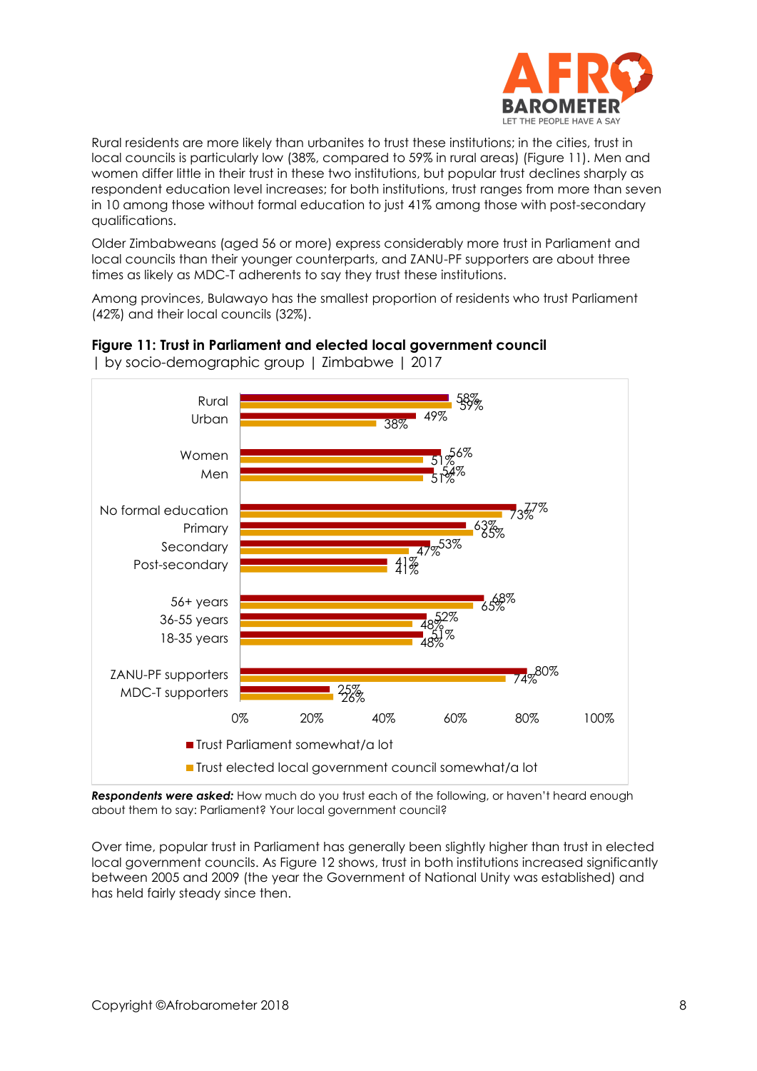Rural residents are more likely than urbanites to trust these institutions; in the cities, trust in local councils is particularly low (38%, compared to 59% in rural areas) (Figure 11). Men and women differ little in their trust in these two institutions, but popular trust declines sharply as respondent education level increases; for both institutions, trust ranges from more than seven in 10 among those without formal education to just 41% among those with post-secondary qualifications.

Older Zimbabweans (aged 56 or more) express considerably more trust in Parliament and local councils than their younger counterparts, and ZANU-PF supporters are about three times as likely as MDC-T adherents to say they trust these institutions.

Among provinces, Bulawayo has the smallest proportion of residents who trust Parliament (42%) and their local councils (32%).

**Figure 11: Trust in Parliament and elected local government council** | by socio-demographic group | Zimbabwe | 2017

| | Trust Parliament somewhat/a lot | Trust elected local government council somewhat/a lot |
|---|---|---|
| Rural | 58% | 59% |
| Urban | 49% | 38% |
| Women | 56% | 51% |
| Men | 54% | 51% |
| No formal education | 77% | 73% |
| Primary | 63% | 65% |
| Secondary | 53% | 47% |
| Post-secondary | 41% | 41% |
| 56+ years | 68% | 65% |
| 36-55 years | 52% | 48% |
| 18-35 years | 51% | 48% |
| ZANU-PF supporters | 80% | 74% |
| MDC-T supporters | 25% | 26% |

***Respondents were asked:*** How much do you trust each of the following, or haven't heard enough about them to say: Parliament? Your local government council?

Over time, popular trust in Parliament has generally been slightly higher than trust in elected local government councils. As Figure 12 shows, trust in both institutions increased significantly between 2005 and 2009 (the year the Government of National Unity was established) and has held fairly steady since then.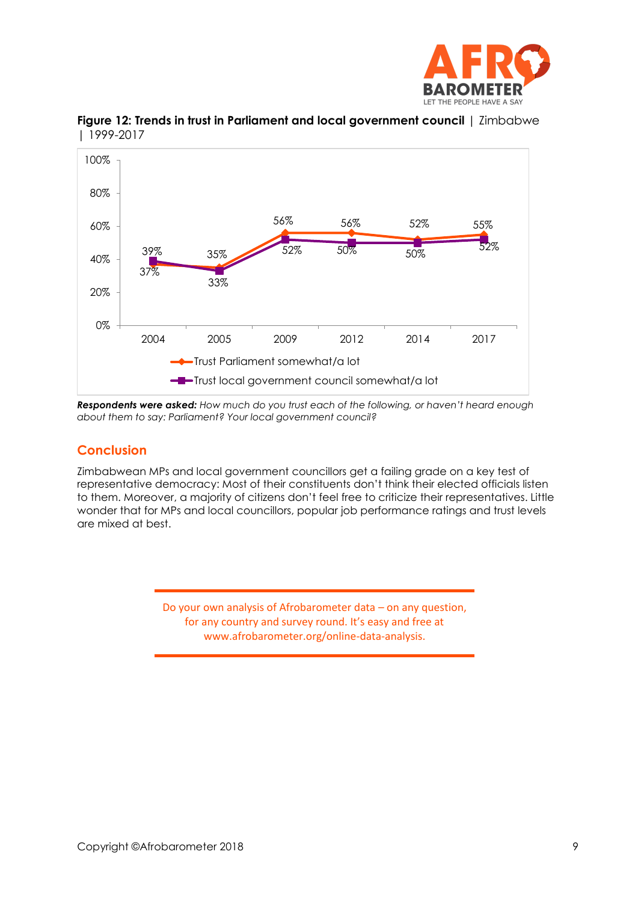**Figure 12: Trends in trust in Parliament and local government council** | Zimbabwe | 1999-2017

| | 2004 | 2005 | 2009 | 2012 | 2014 | 2017 |
|---|---|---|---|---|---|---|
| Trust Parliament somewhat/a lot | 37% | 35% | 56% | 56% | 52% | 55% |
| Trust local government council somewhat/a lot | 39% | 33% | 52% | 50% | 50% | 52% |

***Respondents were asked:*** *How much do you trust each of the following, or haven't heard enough about them to say: Parliament? Your local government council?*

## Conclusion

Zimbabwean MPs and local government councillors get a failing grade on a key test of representative democracy: Most of their constituents don't think their elected officials listen to them. Moreover, a majority of citizens don't feel free to criticize their representatives. Little wonder that for MPs and local councillors, popular job performance ratings and trust levels are mixed at best.

Do your own analysis of Afrobarometer data – on any question, for any country and survey round. It's easy and free at www.afrobarometer.org/online-data-analysis.

Copyright ©Afrobarometer 2018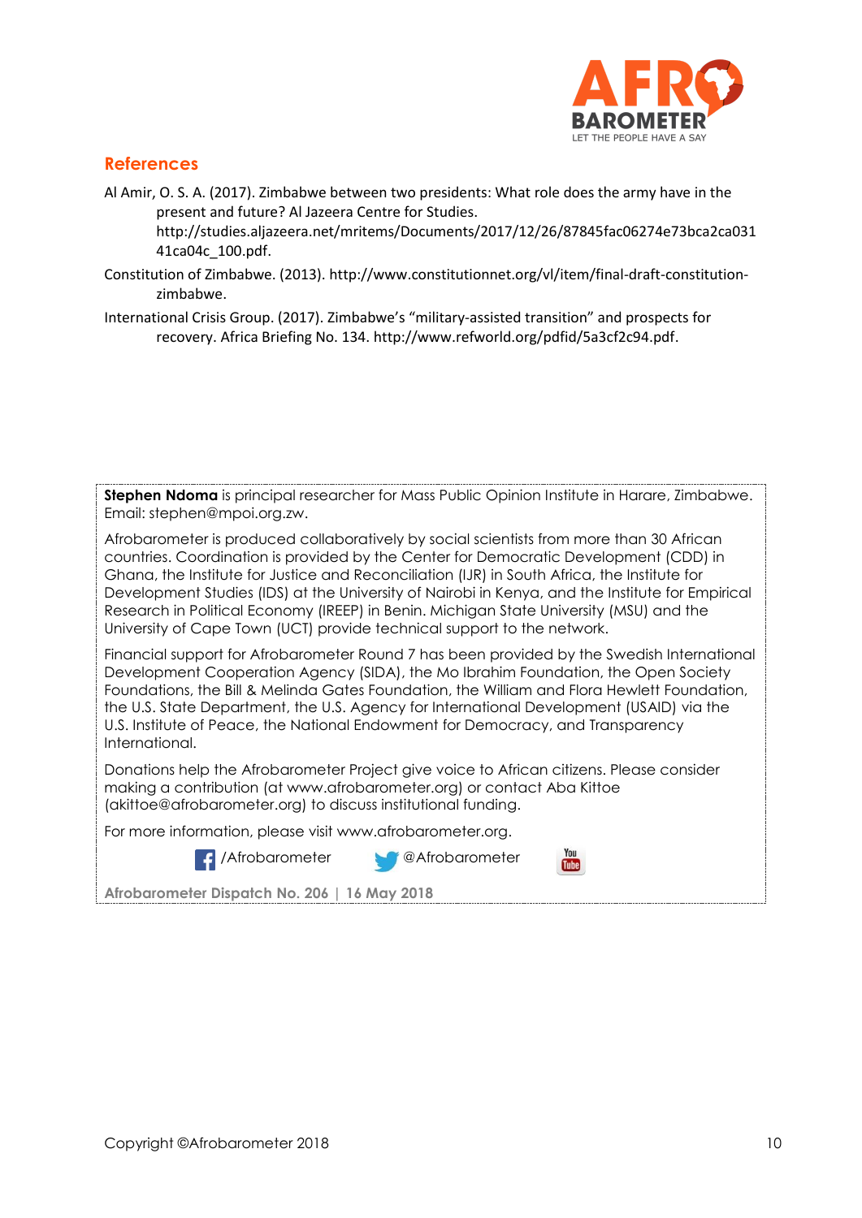## References

Al Amir, O. S. A. (2017). Zimbabwe between two presidents: What role does the army have in the present and future? Al Jazeera Centre for Studies. http://studies.aljazeera.net/mritems/Documents/2017/12/26/87845fac06274e73bca2ca03141ca04c_100.pdf.

Constitution of Zimbabwe. (2013). http://www.constitutionnet.org/vl/item/final-draft-constitution-zimbabwe.

International Crisis Group. (2017). Zimbabwe's "military-assisted transition" and prospects for recovery. Africa Briefing No. 134. http://www.refworld.org/pdfid/5a3cf2c94.pdf.

**Stephen Ndoma** is principal researcher for Mass Public Opinion Institute in Harare, Zimbabwe. Email: stephen@mpoi.org.zw.

Afrobarometer is produced collaboratively by social scientists from more than 30 African countries. Coordination is provided by the Center for Democratic Development (CDD) in Ghana, the Institute for Justice and Reconciliation (IJR) in South Africa, the Institute for Development Studies (IDS) at the University of Nairobi in Kenya, and the Institute for Empirical Research in Political Economy (IREEP) in Benin. Michigan State University (MSU) and the University of Cape Town (UCT) provide technical support to the network.

Financial support for Afrobarometer Round 7 has been provided by the Swedish International Development Cooperation Agency (SIDA), the Mo Ibrahim Foundation, the Open Society Foundations, the Bill & Melinda Gates Foundation, the William and Flora Hewlett Foundation, the U.S. State Department, the U.S. Agency for International Development (USAID) via the U.S. Institute of Peace, the National Endowment for Democracy, and Transparency International.

Donations help the Afrobarometer Project give voice to African citizens. Please consider making a contribution (at www.afrobarometer.org) or contact Aba Kittoe (akittoe@afrobarometer.org) to discuss institutional funding.

For more information, please visit www.afrobarometer.org.

/Afrobarometer @Afrobarometer

**Afrobarometer Dispatch No. 206 | 16 May 2018**